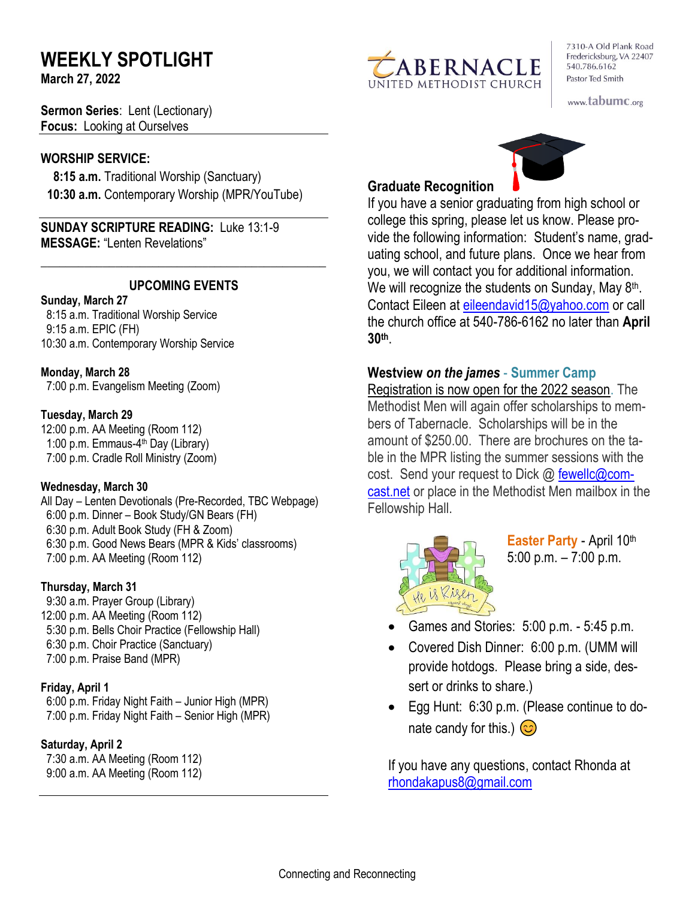# WEEKLY SPOTLIGHT

**March 27, 2022**

**Sermon Series**: Lent (Lectionary)
**Focus:** Looking at Ourselves

**WORSHIP SERVICE:**

**8:15 a.m.** Traditional Worship (Sanctuary)
**10:30 a.m.** Contemporary Worship (MPR/YouTube)

**SUNDAY SCRIPTURE READING:** Luke 13:1-9
**MESSAGE:** "Lenten Revelations"

## UPCOMING EVENTS

**Sunday, March 27**
8:15 a.m. Traditional Worship Service
9:15 a.m. EPIC (FH)
10:30 a.m. Contemporary Worship Service

**Monday, March 28**
7:00 p.m. Evangelism Meeting (Zoom)

**Tuesday, March 29**
12:00 p.m. AA Meeting (Room 112)
1:00 p.m. Emmaus-4th Day (Library)
7:00 p.m. Cradle Roll Ministry (Zoom)

**Wednesday, March 30**
All Day – Lenten Devotionals (Pre-Recorded, TBC Webpage)
6:00 p.m. Dinner – Book Study/GN Bears (FH)
6:30 p.m. Adult Book Study (FH & Zoom)
6:30 p.m. Good News Bears (MPR & Kids' classrooms)
7:00 p.m. AA Meeting (Room 112)

**Thursday, March 31**
9:30 a.m. Prayer Group (Library)
12:00 p.m. AA Meeting (Room 112)
5:30 p.m. Bells Choir Practice (Fellowship Hall)
6:30 p.m. Choir Practice (Sanctuary)
7:00 p.m. Praise Band (MPR)

**Friday, April 1**
6:00 p.m. Friday Night Faith – Junior High (MPR)
7:00 p.m. Friday Night Faith – Senior High (MPR)

**Saturday, April 2**
7:30 a.m. AA Meeting (Room 112)
9:00 a.m. AA Meeting (Room 112)

TABERNACLE UNITED METHODIST CHURCH
7310-A Old Plank Road
Fredericksburg, VA 22407
540.786.6162
Pastor Ted Smith
www.tabumc.org

## Graduate Recognition

If you have a senior graduating from high school or college this spring, please let us know. Please provide the following information: Student's name, graduating school, and future plans. Once we hear from you, we will contact you for additional information. We will recognize the students on Sunday, May 8th. Contact Eileen at eileendavid15@yahoo.com or call the church office at 540-786-6162 no later than **April 30th**.

## Westview *on the james* - Summer Camp

Registration is now open for the 2022 season. The Methodist Men will again offer scholarships to members of Tabernacle. Scholarships will be in the amount of $250.00. There are brochures on the table in the MPR listing the summer sessions with the cost. Send your request to Dick @ fewellc@comcast.net or place in the Methodist Men mailbox in the Fellowship Hall.

**Easter Party** - April 10th
5:00 p.m. – 7:00 p.m.

- Games and Stories: 5:00 p.m. - 5:45 p.m.
- Covered Dish Dinner: 6:00 p.m. (UMM will provide hotdogs. Please bring a side, dessert or drinks to share.)
- Egg Hunt: 6:30 p.m. (Please continue to donate candy for this.) 😊

If you have any questions, contact Rhonda at rhondakapus8@gmail.com

Connecting and Reconnecting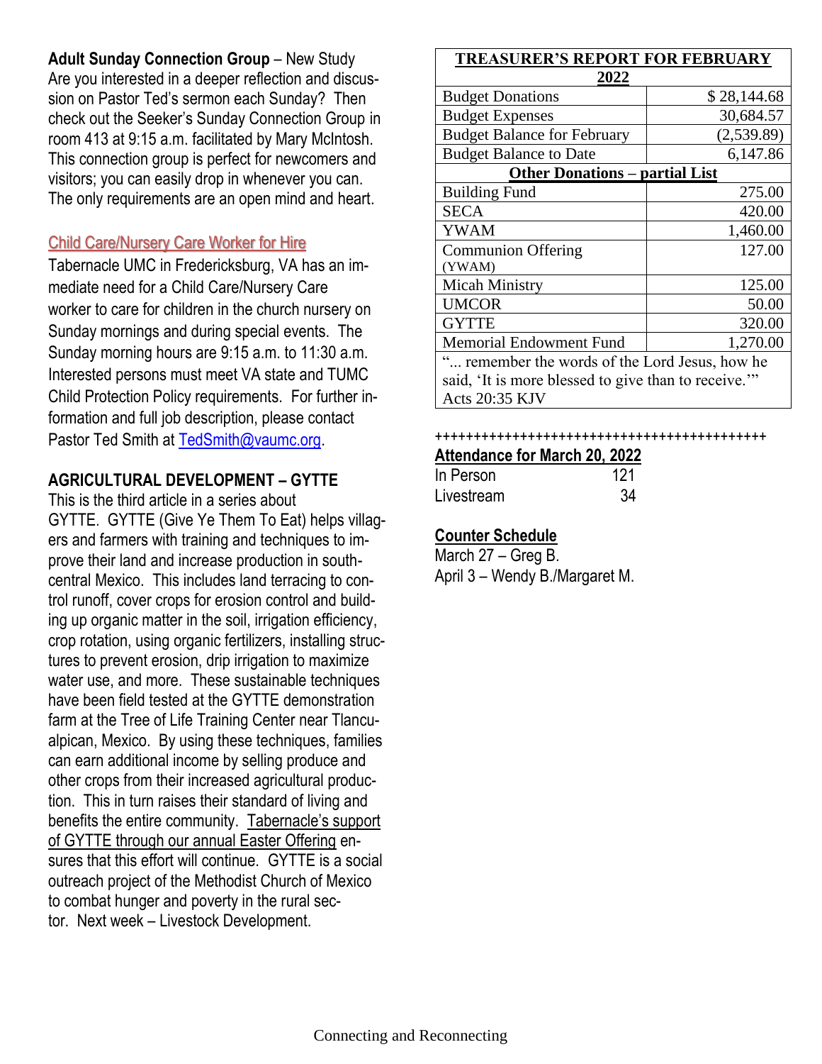**Adult Sunday Connection Group** – New Study

Are you interested in a deeper reflection and discussion on Pastor Ted's sermon each Sunday? Then check out the Seeker's Sunday Connection Group in room 413 at 9:15 a.m. facilitated by Mary McIntosh. This connection group is perfect for newcomers and visitors; you can easily drop in whenever you can. The only requirements are an open mind and heart.

Child Care/Nursery Care Worker for Hire

Tabernacle UMC in Fredericksburg, VA has an immediate need for a Child Care/Nursery Care worker to care for children in the church nursery on Sunday mornings and during special events. The Sunday morning hours are 9:15 a.m. to 11:30 a.m. Interested persons must meet VA state and TUMC Child Protection Policy requirements. For further information and full job description, please contact Pastor Ted Smith at TedSmith@vaumc.org.

**AGRICULTURAL DEVELOPMENT – GYTTE**

This is the third article in a series about GYTTE. GYTTE (Give Ye Them To Eat) helps villagers and farmers with training and techniques to improve their land and increase production in south-central Mexico. This includes land terracing to control runoff, cover crops for erosion control and building up organic matter in the soil, irrigation efficiency, crop rotation, using organic fertilizers, installing structures to prevent erosion, drip irrigation to maximize water use, and more. These sustainable techniques have been field tested at the GYTTE demonstration farm at the Tree of Life Training Center near Tlancualpican, Mexico. By using these techniques, families can earn additional income by selling produce and other crops from their increased agricultural production. This in turn raises their standard of living and benefits the entire community. Tabernacle's support of GYTTE through our annual Easter Offering ensures that this effort will continue. GYTTE is a social outreach project of the Methodist Church of Mexico to combat hunger and poverty in the rural sector. Next week – Livestock Development.

| **TREASURER'S REPORT FOR FEBRUARY 2022** | |
|---|---|
| Budget Donations | $ 28,144.68 |
| Budget Expenses | 30,684.57 |
| Budget Balance for February | (2,539.89) |
| Budget Balance to Date | 6,147.86 |
| **Other Donations – partial List** | |
| Building Fund | 275.00 |
| SECA | 420.00 |
| YWAM | 1,460.00 |
| Communion Offering (YWAM) | 127.00 |
| Micah Ministry | 125.00 |
| UMCOR | 50.00 |
| GYTTE | 320.00 |
| Memorial Endowment Fund | 1,270.00 |
| "... remember the words of the Lord Jesus, how he said, 'It is more blessed to give than to receive.'" Acts 20:35 KJV | |

++++++++++++++++++++++++++++++++++++++++++++

**Attendance for March 20, 2022**

| | |
|---|---|
| In Person | 121 |
| Livestream | 34 |

**Counter Schedule**

March 27 – Greg B.

April 3 – Wendy B./Margaret M.

Connecting and Reconnecting